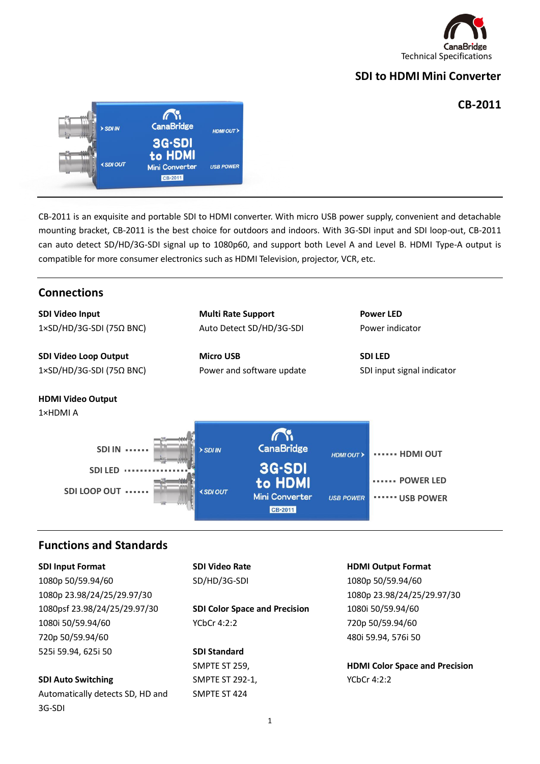CanaBridge
Technical Specifications

# SDI to HDMI Mini Converter

## CB-2011

CB-2011 is an exquisite and portable SDI to HDMI converter. With micro USB power supply, convenient and detachable mounting bracket, CB-2011 is the best choice for outdoors and indoors. With 3G-SDI input and SDI loop-out, CB-2011 can auto detect SD/HD/3G-SDI signal up to 1080p60, and support both Level A and Level B. HDMI Type-A output is compatible for more consumer electronics such as HDMI Television, projector, VCR, etc.

## Connections

**SDI Video Input**
1×SD/HD/3G-SDI (75Ω BNC)

**SDI Video Loop Output**
1×SD/HD/3G-SDI (75Ω BNC)

**HDMI Video Output**
1×HDMI A

**Multi Rate Support**
Auto Detect SD/HD/3G-SDI

**Micro USB**
Power and software update

**Power LED**
Power indicator

**SDI LED**
SDI input signal indicator

SDI IN ······ SDI LED ······ SDI LOOP OUT ······ HDMI OUT ······ POWER LED ······ USB POWER

## Functions and Standards

**SDI Input Format**
1080p 50/59.94/60
1080p 23.98/24/25/29.97/30
1080psf 23.98/24/25/29.97/30
1080i 50/59.94/60
720p 50/59.94/60
525i 59.94, 625i 50

**SDI Auto Switching**
Automatically detects SD, HD and 3G-SDI

**SDI Video Rate**
SD/HD/3G-SDI

**SDI Color Space and Precision**
YCbCr 4:2:2

**SDI Standard**
SMPTE ST 259,
SMPTE ST 292-1,
SMPTE ST 424

**HDMI Output Format**
1080p 50/59.94/60
1080p 23.98/24/25/29.97/30
1080i 50/59.94/60
720p 50/59.94/60
480i 59.94, 576i 50

**HDMI Color Space and Precision**
YCbCr 4:2:2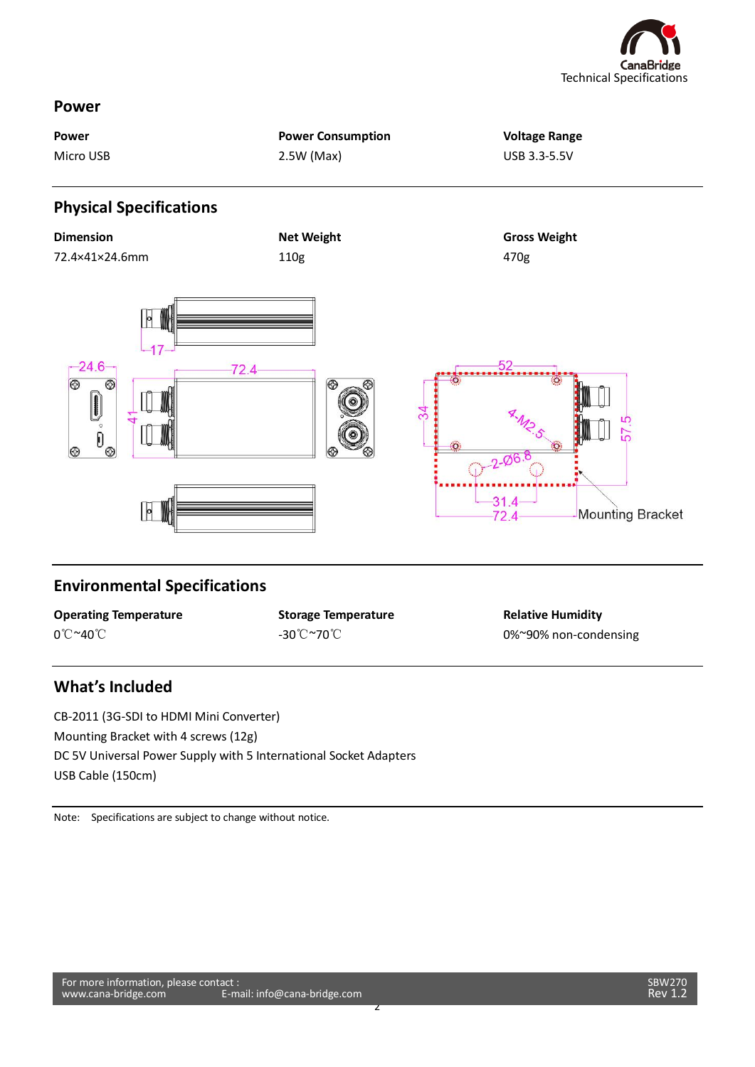## Power

| Power | Power Consumption | Voltage Range |
| --- | --- | --- |
| Micro USB | 2.5W (Max) | USB 3.3-5.5V |

## Physical Specifications

| Dimension | Net Weight | Gross Weight |
| --- | --- | --- |
| 72.4×41×24.6mm | 110g | 470g |

## Environmental Specifications

| Operating Temperature | Storage Temperature | Relative Humidity |
| --- | --- | --- |
| 0℃~40℃ | -30℃~70℃ | 0%~90% non-condensing |

## What's Included

CB-2011 (3G-SDI to HDMI Mini Converter)
Mounting Bracket with 4 screws (12g)
DC 5V Universal Power Supply with 5 International Socket Adapters
USB Cable (150cm)

Note: Specifications are subject to change without notice.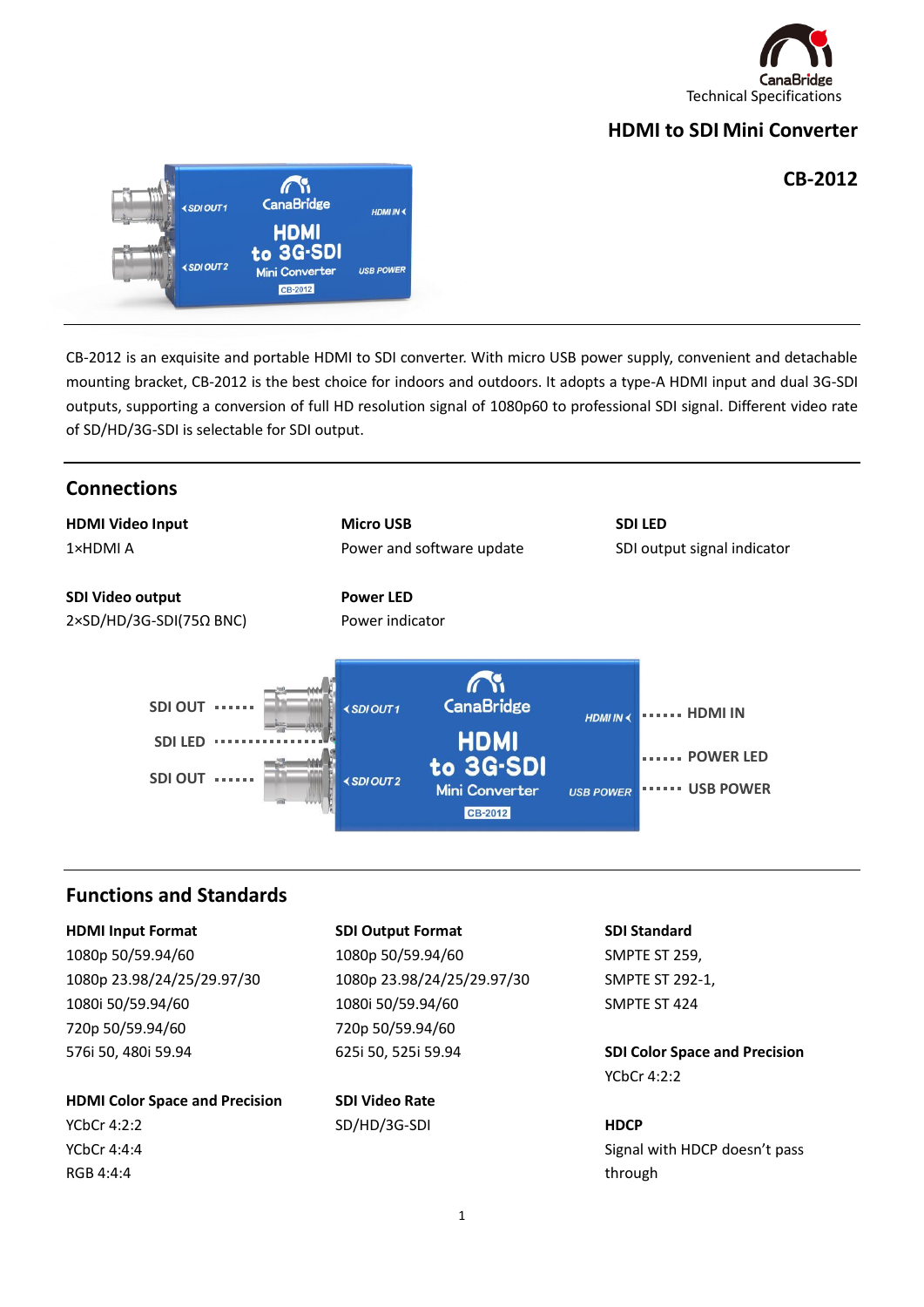CanaBridge

Technical Specifications

# HDMI to SDI Mini Converter

## CB-2012

CB-2012 is an exquisite and portable HDMI to SDI converter. With micro USB power supply, convenient and detachable mounting bracket, CB-2012 is the best choice for indoors and outdoors. It adopts a type-A HDMI input and dual 3G-SDI outputs, supporting a conversion of full HD resolution signal of 1080p60 to professional SDI signal. Different video rate of SD/HD/3G-SDI is selectable for SDI output.

## Connections

**HDMI Video Input**
1×HDMI A

**SDI Video output**
2×SD/HD/3G-SDI(75Ω BNC)

**Micro USB**
Power and software update

**Power LED**
Power indicator

**SDI LED**
SDI output signal indicator

## Functions and Standards

**HDMI Input Format**
1080p 50/59.94/60
1080p 23.98/24/25/29.97/30
1080i 50/59.94/60
720p 50/59.94/60
576i 50, 480i 59.94

**HDMI Color Space and Precision**
YCbCr 4:2:2
YCbCr 4:4:4
RGB 4:4:4

**SDI Output Format**
1080p 50/59.94/60
1080p 23.98/24/25/29.97/30
1080i 50/59.94/60
720p 50/59.94/60
625i 50, 525i 59.94

**SDI Video Rate**
SD/HD/3G-SDI

**SDI Standard**
SMPTE ST 259,
SMPTE ST 292-1,
SMPTE ST 424

**SDI Color Space and Precision**
YCbCr 4:2:2

**HDCP**
Signal with HDCP doesn't pass through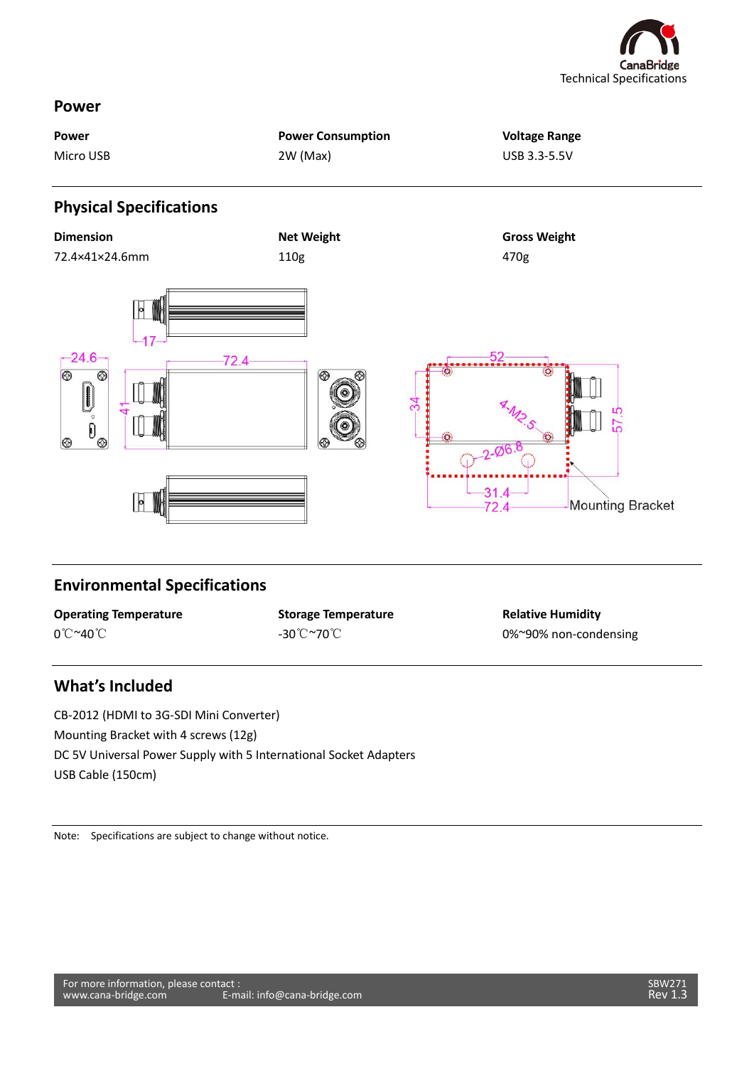## Power

| Power | Power Consumption | Voltage Range |
|---|---|---|
| Micro USB | 2W (Max) | USB 3.3-5.5V |

## Physical Specifications

| Dimension | Net Weight | Gross Weight |
|---|---|---|
| 72.4×41×24.6mm | 110g | 470g |

17
24.6
72.4
41
52
34
4-M2.5
2-Ø6.8
57.5
31.4
72.4
Mounting Bracket

## Environmental Specifications

| Operating Temperature | Storage Temperature | Relative Humidity |
|---|---|---|
| 0℃~40℃ | -30℃~70℃ | 0%~90% non-condensing |

## What's Included

CB-2012 (HDMI to 3G-SDI Mini Converter)
Mounting Bracket with 4 screws (12g)
DC 5V Universal Power Supply with 5 International Socket Adapters
USB Cable (150cm)

Note: Specifications are subject to change without notice.